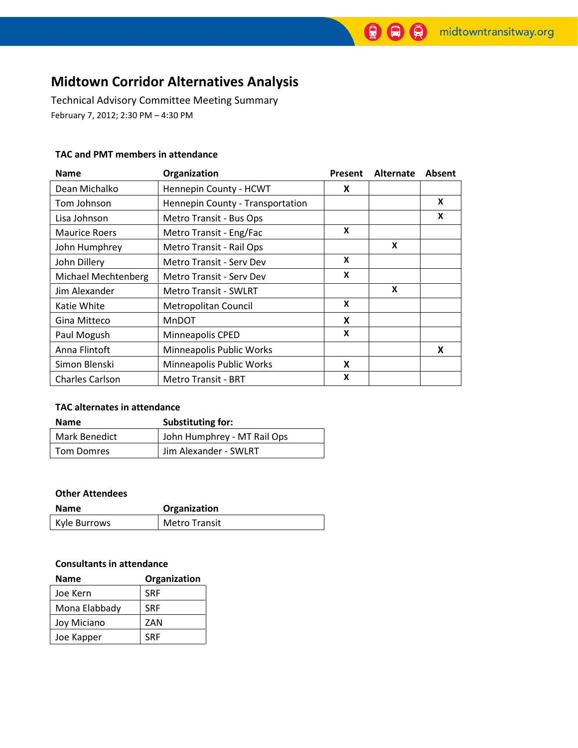# Midtown Corridor Alternatives Analysis

Technical Advisory Committee Meeting Summary

February 7, 2012; 2:30 PM – 4:30 PM

### TAC and PMT members in attendance

| Name | Organization | Present | Alternate | Absent |
|---|---|---|---|---|
| Dean Michalko | Hennepin County - HCWT | X | | |
| Tom Johnson | Hennepin County - Transportation | | | X |
| Lisa Johnson | Metro Transit - Bus Ops | | | X |
| Maurice Roers | Metro Transit - Eng/Fac | X | | |
| John Humphrey | Metro Transit - Rail Ops | | X | |
| John Dillery | Metro Transit - Serv Dev | X | | |
| Michael Mechtenberg | Metro Transit - Serv Dev | X | | |
| Jim Alexander | Metro Transit - SWLRT | | X | |
| Katie White | Metropolitan Council | X | | |
| Gina Mitteco | MnDOT | X | | |
| Paul Mogush | Minneapolis CPED | X | | |
| Anna Flintoft | Minneapolis Public Works | | | X |
| Simon Blenski | Minneapolis Public Works | X | | |
| Charles Carlson | Metro Transit - BRT | X | | |

### TAC alternates in attendance

| Name | Substituting for: |
|---|---|
| Mark Benedict | John Humphrey - MT Rail Ops |
| Tom Domres | Jim Alexander - SWLRT |

### Other Attendees

| Name | Organization |
|---|---|
| Kyle Burrows | Metro Transit |

### Consultants in attendance

| Name | Organization |
|---|---|
| Joe Kern | SRF |
| Mona Elabbady | SRF |
| Joy Miciano | ZAN |
| Joe Kapper | SRF |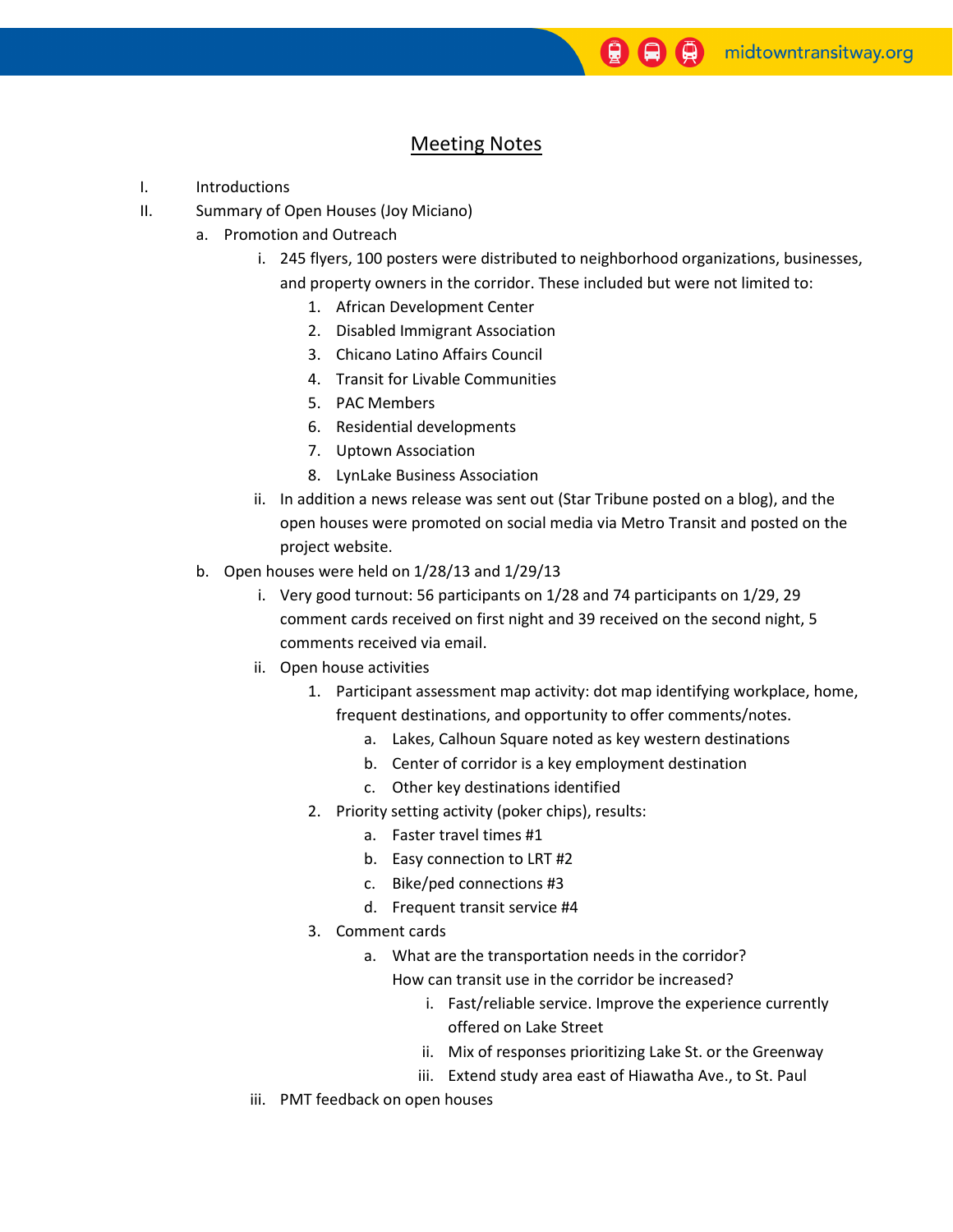## Meeting Notes

I. Introductions

II. Summary of Open Houses (Joy Miciano)

   a. Promotion and Outreach

      i. 245 flyers, 100 posters were distributed to neighborhood organizations, businesses, and property owners in the corridor. These included but were not limited to:

         1. African Development Center
         2. Disabled Immigrant Association
         3. Chicano Latino Affairs Council
         4. Transit for Livable Communities
         5. PAC Members
         6. Residential developments
         7. Uptown Association
         8. LynLake Business Association

      ii. In addition a news release was sent out (Star Tribune posted on a blog), and the open houses were promoted on social media via Metro Transit and posted on the project website.

   b. Open houses were held on 1/28/13 and 1/29/13

      i. Very good turnout: 56 participants on 1/28 and 74 participants on 1/29, 29 comment cards received on first night and 39 received on the second night, 5 comments received via email.

      ii. Open house activities

         1. Participant assessment map activity: dot map identifying workplace, home, frequent destinations, and opportunity to offer comments/notes.

            a. Lakes, Calhoun Square noted as key western destinations
            b. Center of corridor is a key employment destination
            c. Other key destinations identified

         2. Priority setting activity (poker chips), results:

            a. Faster travel times #1
            b. Easy connection to LRT #2
            c. Bike/ped connections #3
            d. Frequent transit service #4

         3. Comment cards

            a. What are the transportation needs in the corridor? How can transit use in the corridor be increased?

               i. Fast/reliable service. Improve the experience currently offered on Lake Street
               ii. Mix of responses prioritizing Lake St. or the Greenway
               iii. Extend study area east of Hiawatha Ave., to St. Paul

      iii. PMT feedback on open houses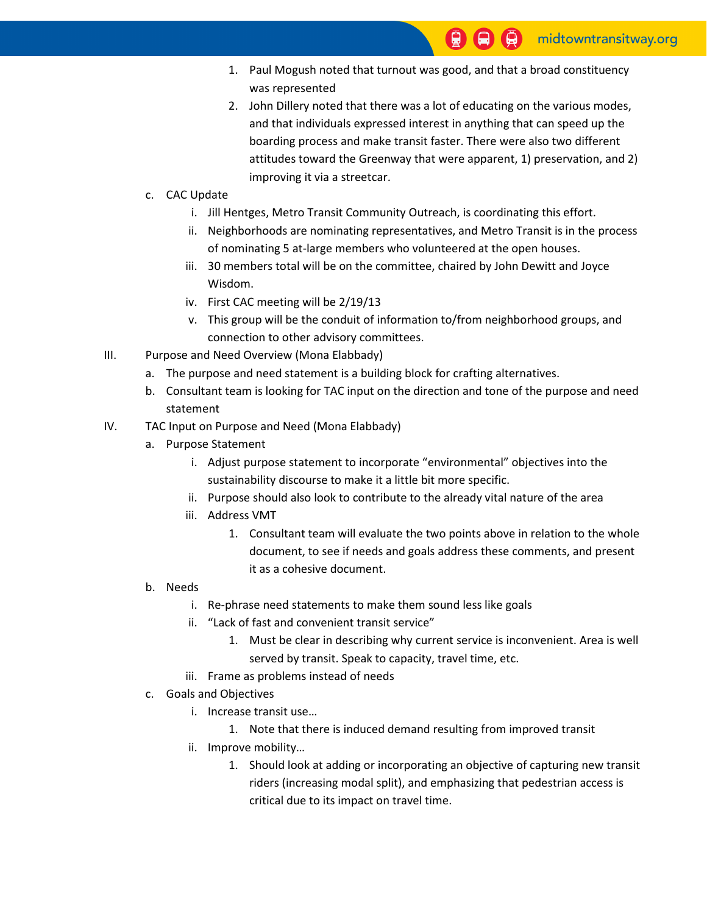1. Paul Mogush noted that turnout was good, and that a broad constituency was represented
2. John Dillery noted that there was a lot of educating on the various modes, and that individuals expressed interest in anything that can speed up the boarding process and make transit faster. There were also two different attitudes toward the Greenway that were apparent, 1) preservation, and 2) improving it via a streetcar.

c. CAC Update
   - i. Jill Hentges, Metro Transit Community Outreach, is coordinating this effort.
   - ii. Neighborhoods are nominating representatives, and Metro Transit is in the process of nominating 5 at-large members who volunteered at the open houses.
   - iii. 30 members total will be on the committee, chaired by John Dewitt and Joyce Wisdom.
   - iv. First CAC meeting will be 2/19/13
   - v. This group will be the conduit of information to/from neighborhood groups, and connection to other advisory committees.

III. Purpose and Need Overview (Mona Elabbady)
   - a. The purpose and need statement is a building block for crafting alternatives.
   - b. Consultant team is looking for TAC input on the direction and tone of the purpose and need statement

IV. TAC Input on Purpose and Need (Mona Elabbady)
   - a. Purpose Statement
     - i. Adjust purpose statement to incorporate "environmental" objectives into the sustainability discourse to make it a little bit more specific.
     - ii. Purpose should also look to contribute to the already vital nature of the area
     - iii. Address VMT
       1. Consultant team will evaluate the two points above in relation to the whole document, to see if needs and goals address these comments, and present it as a cohesive document.
   - b. Needs
     - i. Re-phrase need statements to make them sound less like goals
     - ii. "Lack of fast and convenient transit service"
       1. Must be clear in describing why current service is inconvenient. Area is well served by transit. Speak to capacity, travel time, etc.
     - iii. Frame as problems instead of needs
   - c. Goals and Objectives
     - i. Increase transit use…
       1. Note that there is induced demand resulting from improved transit
     - ii. Improve mobility…
       1. Should look at adding or incorporating an objective of capturing new transit riders (increasing modal split), and emphasizing that pedestrian access is critical due to its impact on travel time.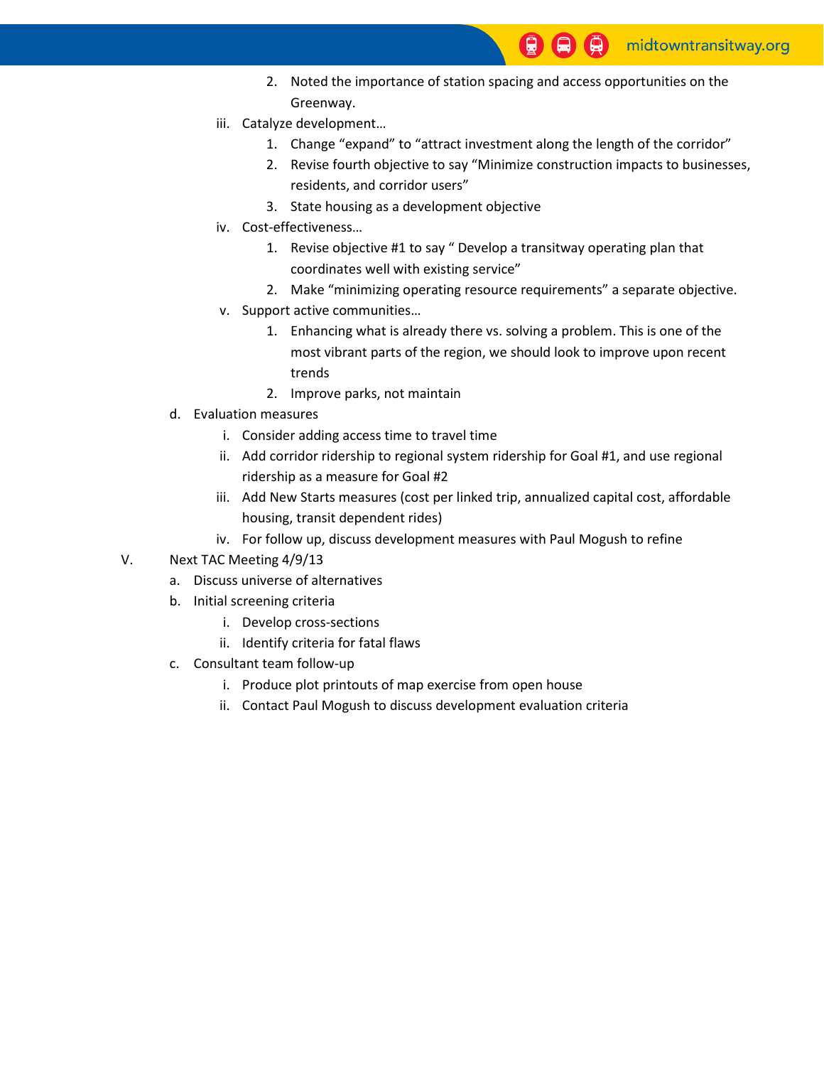2. Noted the importance of station spacing and access opportunities on the Greenway.
      iii. Catalyze development…
         1. Change "expand" to "attract investment along the length of the corridor"
         2. Revise fourth objective to say "Minimize construction impacts to businesses, residents, and corridor users"
         3. State housing as a development objective
      iv. Cost-effectiveness…
         1. Revise objective #1 to say " Develop a transitway operating plan that coordinates well with existing service"
         2. Make "minimizing operating resource requirements" a separate objective.
      v. Support active communities…
         1. Enhancing what is already there vs. solving a problem. This is one of the most vibrant parts of the region, we should look to improve upon recent trends
         2. Improve parks, not maintain
   d. Evaluation measures
      i. Consider adding access time to travel time
      ii. Add corridor ridership to regional system ridership for Goal #1, and use regional ridership as a measure for Goal #2
      iii. Add New Starts measures (cost per linked trip, annualized capital cost, affordable housing, transit dependent rides)
      iv. For follow up, discuss development measures with Paul Mogush to refine

V. Next TAC Meeting 4/9/13
   a. Discuss universe of alternatives
   b. Initial screening criteria
      i. Develop cross-sections
      ii. Identify criteria for fatal flaws
   c. Consultant team follow-up
      i. Produce plot printouts of map exercise from open house
      ii. Contact Paul Mogush to discuss development evaluation criteria